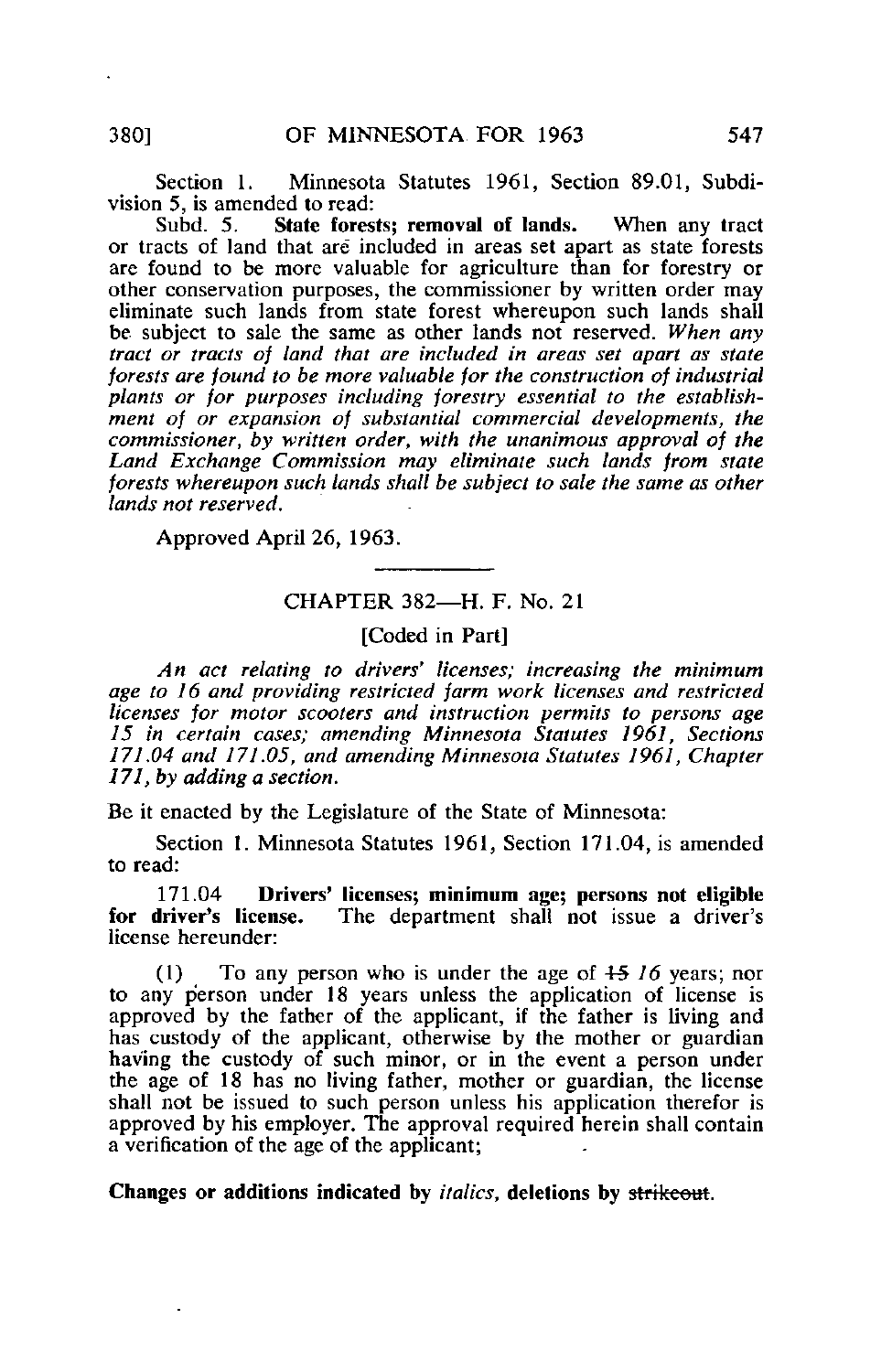Section 1. Minnesota Statutes 1961, Section 89.01, Subdivision 5, is amended to read:

Subd. 5. **State forests; removal of lands.** When any tract or tracts of land that are included in areas set apart as state forests are found to be more valuable for agriculture than for forestry or other conservation purposes, the commissioner by written order may eliminate such lands from state forest whereupon such lands shall be subject to sale the same as other lands not reserved. *When any tract or tracts of land that are included in areas set apart as state forests are found to be more valuable for the construction of industrial plants or for purposes including forestry essential to the establishment of or expansion of substantial commercial developments, the commissioner, by written order, with the unanimous approval of the Land Exchange Commission may eliminate such lands from state forests whereupon such lands shall be subject to sale the same as other lands not reserved.*

Approved April 26, 1963.

---

## CHAPTER 382—H. F. No. 21

[Coded in Part]

*An act relating to drivers' licenses; increasing the minimum age to 16 and providing restricted farm work licenses and restricted licenses for motor scooters and instruction permits to persons age 15 in certain cases; amending Minnesota Statutes 1961, Sections 171.04 and 171.05, and amending Minnesota Statutes 1961, Chapter 171, by adding a section.*

Be it enacted by the Legislature of the State of Minnesota:

Section 1. Minnesota Statutes 1961, Section 171.04, is amended to read:

171.04 **Drivers' licenses; minimum age; persons not eligible for driver's license.** The department shall not issue a driver's license hereunder:

(1) To any person who is under the age of ~~15~~ *16* years; nor to any person under 18 years unless the application of license is approved by the father of the applicant, if the father is living and has custody of the applicant, otherwise by the mother or guardian having the custody of such minor, or in the event a person under the age of 18 has no living father, mother or guardian, the license shall not be issued to such person unless his application therefor is approved by his employer. The approval required herein shall contain a verification of the age of the applicant;

**Changes or additions indicated by** *italics*, **deletions by** ~~strikeout~~.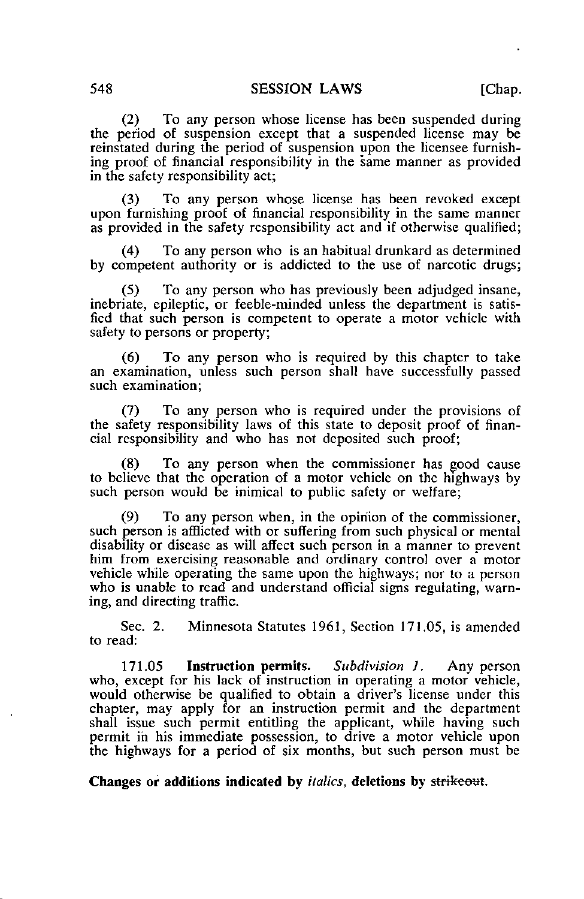(2) To any person whose license has been suspended during the period of suspension except that a suspended license may be reinstated during the period of suspension upon the licensee furnishing proof of financial responsibility in the same manner as provided in the safety responsibility act;

(3) To any person whose license has been revoked except upon furnishing proof of financial responsibility in the same manner as provided in the safety responsibility act and if otherwise qualified;

(4) To any person who is an habitual drunkard as determined by competent authority or is addicted to the use of narcotic drugs;

(5) To any person who has previously been adjudged insane, inebriate, epileptic, or feeble-minded unless the department is satisfied that such person is competent to operate a motor vehicle with safety to persons or property;

(6) To any person who is required by this chapter to take an examination, unless such person shall have successfully passed such examination;

(7) To any person who is required under the provisions of the safety responsibility laws of this state to deposit proof of financial responsibility and who has not deposited such proof;

(8) To any person when the commissioner has good cause to believe that the operation of a motor vehicle on the highways by such person would be inimical to public safety or welfare;

(9) To any person when, in the opinion of the commissioner, such person is afflicted with or suffering from such physical or mental disability or disease as will affect such person in a manner to prevent him from exercising reasonable and ordinary control over a motor vehicle while operating the same upon the highways; nor to a person who is unable to read and understand official signs regulating, warning, and directing traffic.

Sec. 2. Minnesota Statutes 1961, Section 171.05, is amended to read:

171.05 **Instruction permits.** *Subdivision 1.* Any person who, except for his lack of instruction in operating a motor vehicle, would otherwise be qualified to obtain a driver's license under this chapter, may apply for an instruction permit and the department shall issue such permit entitling the applicant, while having such permit in his immediate possession, to drive a motor vehicle upon the highways for a period of six months, but such person must be

**Changes or additions indicated by *italics*, deletions by ~~strikeout~~.**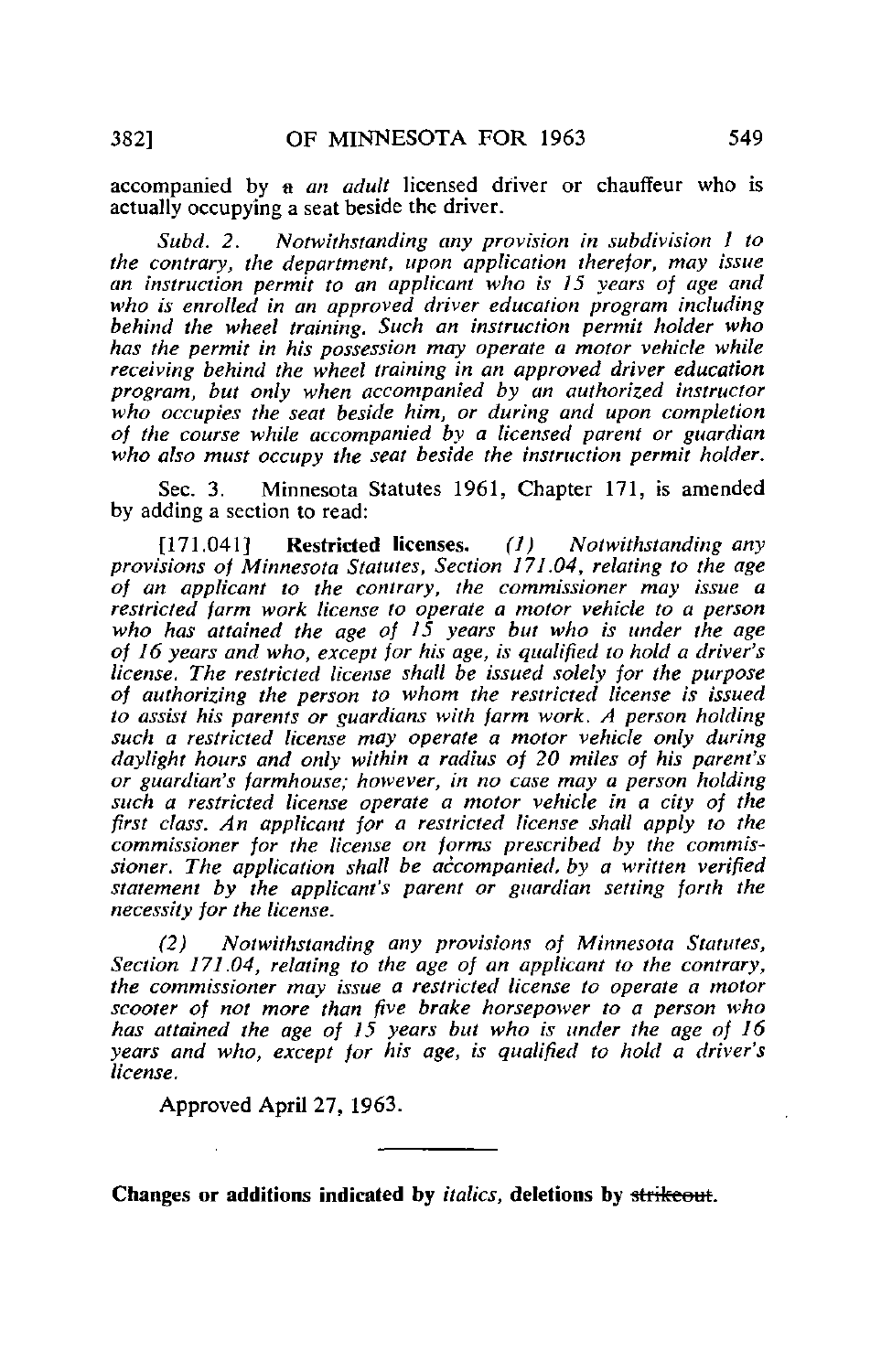accompanied by ~~a~~ *an adult* licensed driver or chauffeur who is actually occupying a seat beside the driver.

*Subd. 2. Notwithstanding any provision in subdivision 1 to the contrary, the department, upon application therefor, may issue an instruction permit to an applicant who is 15 years of age and who is enrolled in an approved driver education program including behind the wheel training. Such an instruction permit holder who has the permit in his possession may operate a motor vehicle while receiving behind the wheel training in an approved driver education program, but only when accompanied by an authorized instructor who occupies the seat beside him, or during and upon completion of the course while accompanied by a licensed parent or guardian who also must occupy the seat beside the instruction permit holder.*

Sec. 3. Minnesota Statutes 1961, Chapter 171, is amended by adding a section to read:

[171.041] **Restricted licenses.** *(1) Notwithstanding any provisions of Minnesota Statutes, Section 171.04, relating to the age of an applicant to the contrary, the commissioner may issue a restricted farm work license to operate a motor vehicle to a person who has attained the age of 15 years but who is under the age of 16 years and who, except for his age, is qualified to hold a driver's license. The restricted license shall be issued solely for the purpose of authorizing the person to whom the restricted license is issued to assist his parents or guardians with farm work. A person holding such a restricted license may operate a motor vehicle only during daylight hours and only within a radius of 20 miles of his parent's or guardian's farmhouse; however, in no case may a person holding such a restricted license operate a motor vehicle in a city of the first class. An applicant for a restricted license shall apply to the commissioner for the license on forms prescribed by the commissioner. The application shall be accompanied by a written verified statement by the applicant's parent or guardian setting forth the necessity for the license.*

*(2) Notwithstanding any provisions of Minnesota Statutes, Section 171.04, relating to the age of an applicant to the contrary, the commissioner may issue a restricted license to operate a motor scooter of not more than five brake horsepower to a person who has attained the age of 15 years but who is under the age of 16 years and who, except for his age, is qualified to hold a driver's license.*

Approved April 27, 1963.

---

**Changes or additions indicated by *italics*, deletions by ~~strikeout~~.**